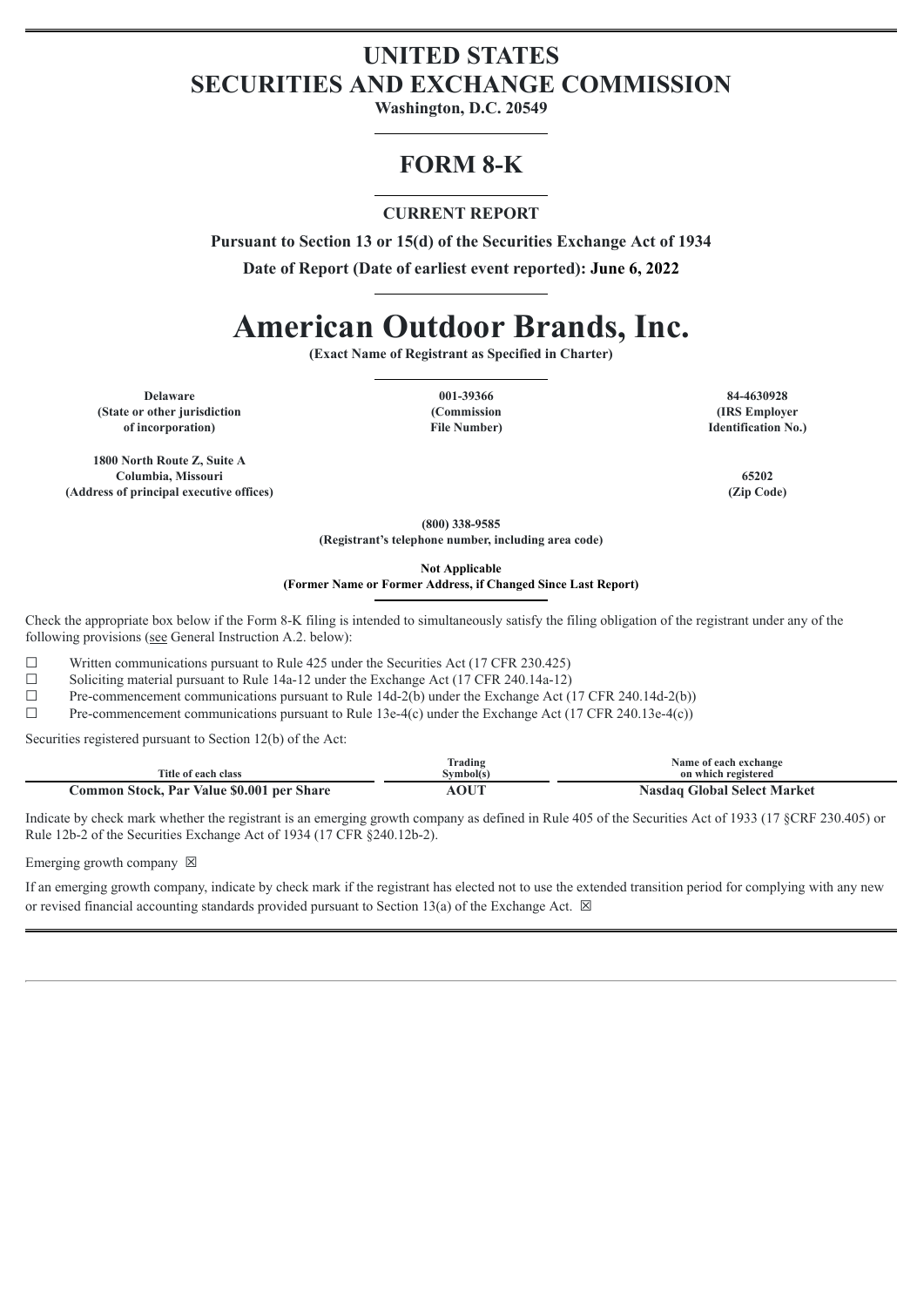# UNITED STATES
# SECURITIES AND EXCHANGE COMMISSION

**Washington, D.C. 20549**

## FORM 8-K

**CURRENT REPORT**

**Pursuant to Section 13 or 15(d) of the Securities Exchange Act of 1934**

**Date of Report (Date of earliest event reported): June 6, 2022**

# American Outdoor Brands, Inc.

**(Exact Name of Registrant as Specified in Charter)**

| **Delaware** | **001-39366** | **84-4630928** |
|---|---|---|
| **(State or other jurisdiction of incorporation)** | **(Commission File Number)** | **(IRS Employer Identification No.)** |

| **1800 North Route Z, Suite A Columbia, Missouri** | **65202** |
|---|---|
| **(Address of principal executive offices)** | **(Zip Code)** |

**(800) 338-9585**
**(Registrant's telephone number, including area code)**

**Not Applicable**
**(Former Name or Former Address, if Changed Since Last Report)**

Check the appropriate box below if the Form 8-K filing is intended to simultaneously satisfy the filing obligation of the registrant under any of the following provisions (see General Instruction A.2. below):

☐ Written communications pursuant to Rule 425 under the Securities Act (17 CFR 230.425)
☐ Soliciting material pursuant to Rule 14a-12 under the Exchange Act (17 CFR 240.14a-12)
☐ Pre-commencement communications pursuant to Rule 14d-2(b) under the Exchange Act (17 CFR 240.14d-2(b))
☐ Pre-commencement communications pursuant to Rule 13e-4(c) under the Exchange Act (17 CFR 240.13e-4(c))

Securities registered pursuant to Section 12(b) of the Act:

| Title of each class | Trading Symbol(s) | Name of each exchange on which registered |
|---|---|---|
| **Common Stock, Par Value $0.001 per Share** | **AOUT** | **Nasdaq Global Select Market** |

Indicate by check mark whether the registrant is an emerging growth company as defined in Rule 405 of the Securities Act of 1933 (17 §CRF 230.405) or Rule 12b-2 of the Securities Exchange Act of 1934 (17 CFR §240.12b-2).

Emerging growth company ☒

If an emerging growth company, indicate by check mark if the registrant has elected not to use the extended transition period for complying with any new or revised financial accounting standards provided pursuant to Section 13(a) of the Exchange Act. ☒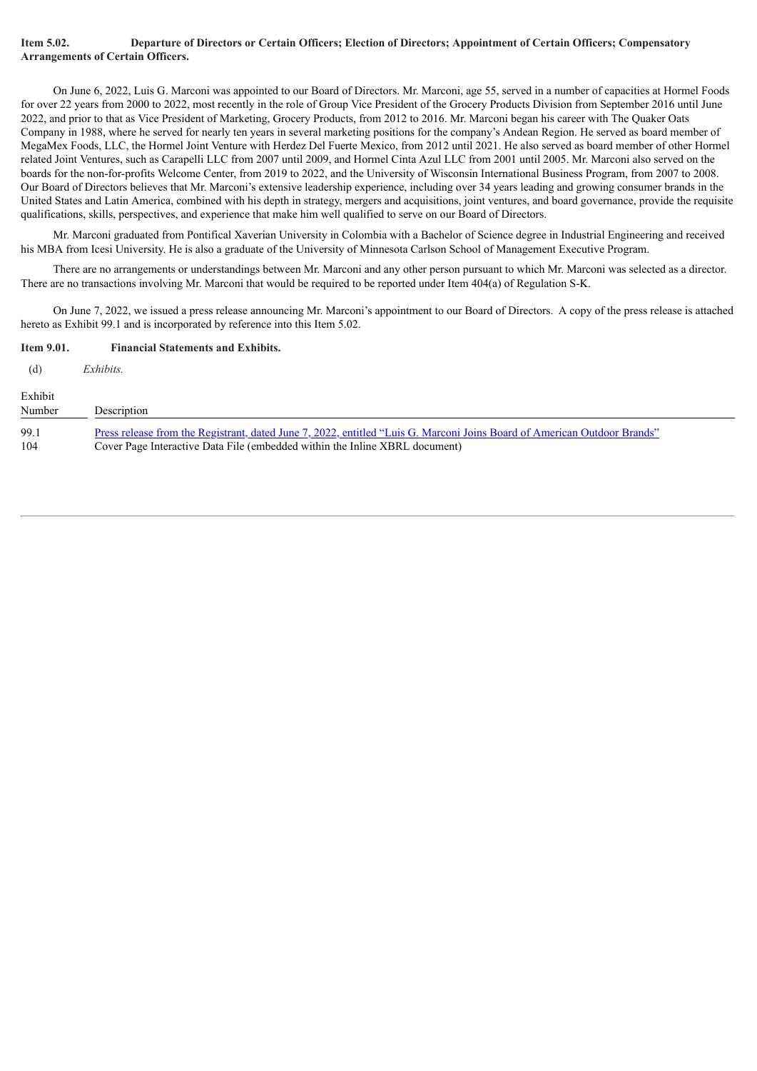**Item 5.02. Departure of Directors or Certain Officers; Election of Directors; Appointment of Certain Officers; Compensatory Arrangements of Certain Officers.**

On June 6, 2022, Luis G. Marconi was appointed to our Board of Directors. Mr. Marconi, age 55, served in a number of capacities at Hormel Foods for over 22 years from 2000 to 2022, most recently in the role of Group Vice President of the Grocery Products Division from September 2016 until June 2022, and prior to that as Vice President of Marketing, Grocery Products, from 2012 to 2016. Mr. Marconi began his career with The Quaker Oats Company in 1988, where he served for nearly ten years in several marketing positions for the company's Andean Region. He served as board member of MegaMex Foods, LLC, the Hormel Joint Venture with Herdez Del Fuerte Mexico, from 2012 until 2021. He also served as board member of other Hormel related Joint Ventures, such as Carapelli LLC from 2007 until 2009, and Hormel Cinta Azul LLC from 2001 until 2005. Mr. Marconi also served on the boards for the non-for-profits Welcome Center, from 2019 to 2022, and the University of Wisconsin International Business Program, from 2007 to 2008. Our Board of Directors believes that Mr. Marconi's extensive leadership experience, including over 34 years leading and growing consumer brands in the United States and Latin America, combined with his depth in strategy, mergers and acquisitions, joint ventures, and board governance, provide the requisite qualifications, skills, perspectives, and experience that make him well qualified to serve on our Board of Directors.

Mr. Marconi graduated from Pontifical Xaverian University in Colombia with a Bachelor of Science degree in Industrial Engineering and received his MBA from Icesi University. He is also a graduate of the University of Minnesota Carlson School of Management Executive Program.

There are no arrangements or understandings between Mr. Marconi and any other person pursuant to which Mr. Marconi was selected as a director. There are no transactions involving Mr. Marconi that would be required to be reported under Item 404(a) of Regulation S-K.

On June 7, 2022, we issued a press release announcing Mr. Marconi's appointment to our Board of Directors. A copy of the press release is attached hereto as Exhibit 99.1 and is incorporated by reference into this Item 5.02.

**Item 9.01. Financial Statements and Exhibits.**

(d) *Exhibits.*

| Exhibit Number | Description |
| --- | --- |
| 99.1 | Press release from the Registrant, dated June 7, 2022, entitled "Luis G. Marconi Joins Board of American Outdoor Brands" |
| 104 | Cover Page Interactive Data File (embedded within the Inline XBRL document) |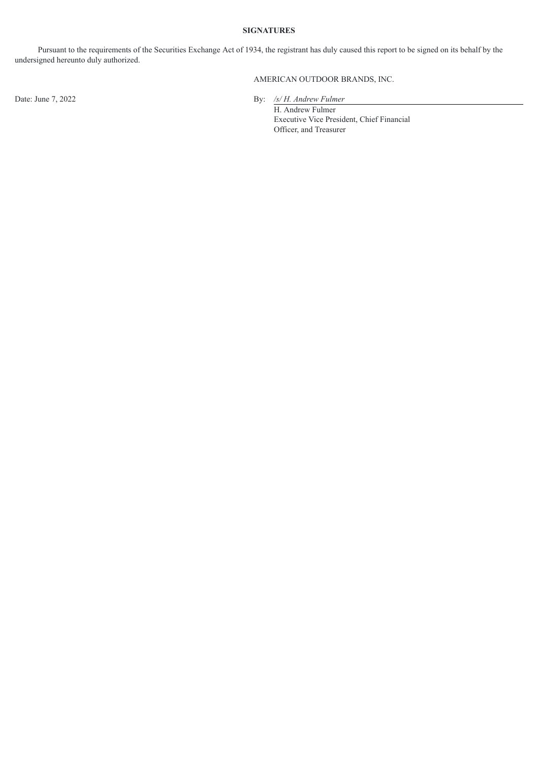**SIGNATURES**

Pursuant to the requirements of the Securities Exchange Act of 1934, the registrant has duly caused this report to be signed on its behalf by the undersigned hereunto duly authorized.

AMERICAN OUTDOOR BRANDS, INC.

Date: June 7, 2022

By: */s/ H. Andrew Fulmer*

H. Andrew Fulmer
Executive Vice President, Chief Financial Officer, and Treasurer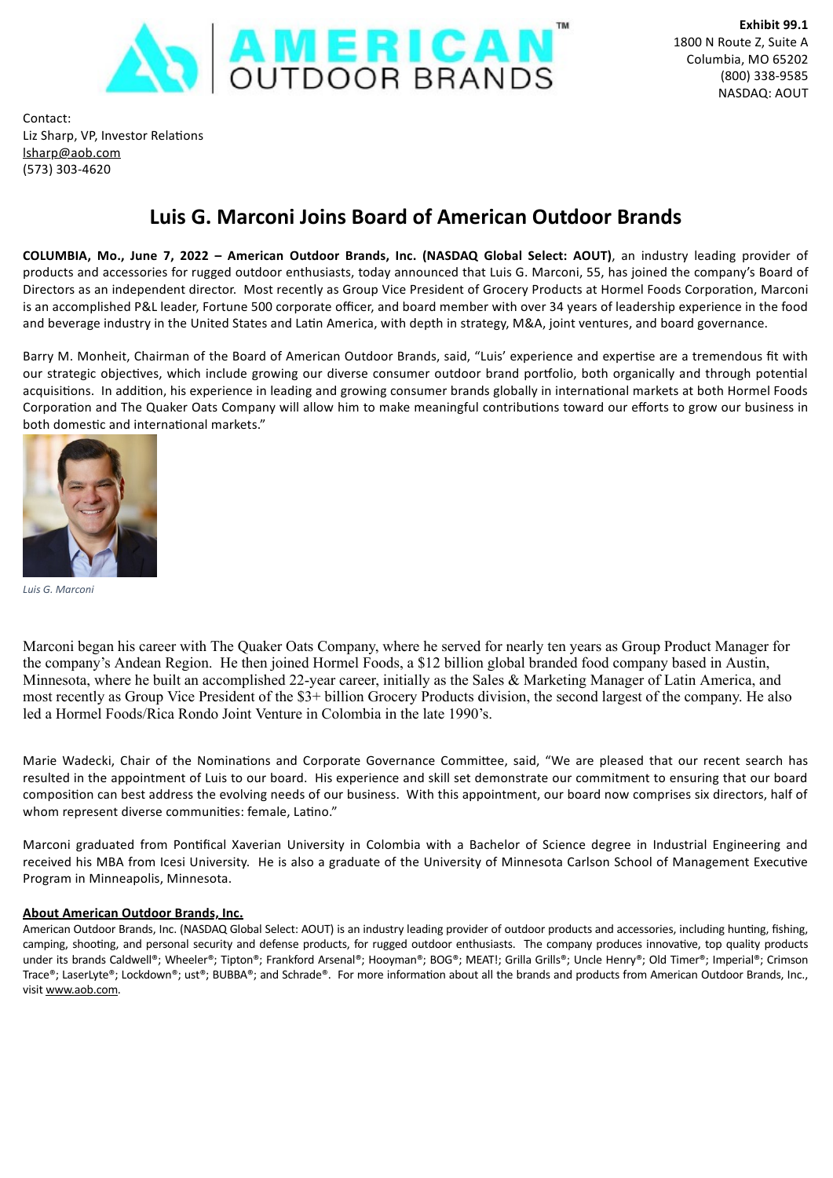**Exhibit 99.1**
1800 N Route Z, Suite A
Columbia, MO 65202
(800) 338-9585
NASDAQ: AOUT

Contact:
Liz Sharp, VP, Investor Relations
lsharp@aob.com
(573) 303-4620

# Luis G. Marconi Joins Board of American Outdoor Brands

**COLUMBIA, Mo., June 7, 2022 – American Outdoor Brands, Inc. (NASDAQ Global Select: AOUT)**, an industry leading provider of products and accessories for rugged outdoor enthusiasts, today announced that Luis G. Marconi, 55, has joined the company's Board of Directors as an independent director. Most recently as Group Vice President of Grocery Products at Hormel Foods Corporation, Marconi is an accomplished P&L leader, Fortune 500 corporate officer, and board member with over 34 years of leadership experience in the food and beverage industry in the United States and Latin America, with depth in strategy, M&A, joint ventures, and board governance.

Barry M. Monheit, Chairman of the Board of American Outdoor Brands, said, "Luis' experience and expertise are a tremendous fit with our strategic objectives, which include growing our diverse consumer outdoor brand portfolio, both organically and through potential acquisitions. In addition, his experience in leading and growing consumer brands globally in international markets at both Hormel Foods Corporation and The Quaker Oats Company will allow him to make meaningful contributions toward our efforts to grow our business in both domestic and international markets."

*Luis G. Marconi*

Marconi began his career with The Quaker Oats Company, where he served for nearly ten years as Group Product Manager for the company's Andean Region. He then joined Hormel Foods, a $12 billion global branded food company based in Austin, Minnesota, where he built an accomplished 22-year career, initially as the Sales & Marketing Manager of Latin America, and most recently as Group Vice President of the $3+ billion Grocery Products division, the second largest of the company. He also led a Hormel Foods/Rica Rondo Joint Venture in Colombia in the late 1990's.

Marie Wadecki, Chair of the Nominations and Corporate Governance Committee, said, "We are pleased that our recent search has resulted in the appointment of Luis to our board. His experience and skill set demonstrate our commitment to ensuring that our board composition can best address the evolving needs of our business. With this appointment, our board now comprises six directors, half of whom represent diverse communities: female, Latino."

Marconi graduated from Pontifical Xaverian University in Colombia with a Bachelor of Science degree in Industrial Engineering and received his MBA from Icesi University. He is also a graduate of the University of Minnesota Carlson School of Management Executive Program in Minneapolis, Minnesota.

**About American Outdoor Brands, Inc.**

American Outdoor Brands, Inc. (NASDAQ Global Select: AOUT) is an industry leading provider of outdoor products and accessories, including hunting, fishing, camping, shooting, and personal security and defense products, for rugged outdoor enthusiasts. The company produces innovative, top quality products under its brands Caldwell®; Wheeler®; Tipton®; Frankford Arsenal®; Hooyman®; BOG®; MEAT!; Grilla Grills®; Uncle Henry®; Old Timer®; Imperial®; Crimson Trace®; LaserLyte®; Lockdown®; ust®; BUBBA®; and Schrade®. For more information about all the brands and products from American Outdoor Brands, Inc., visit www.aob.com.